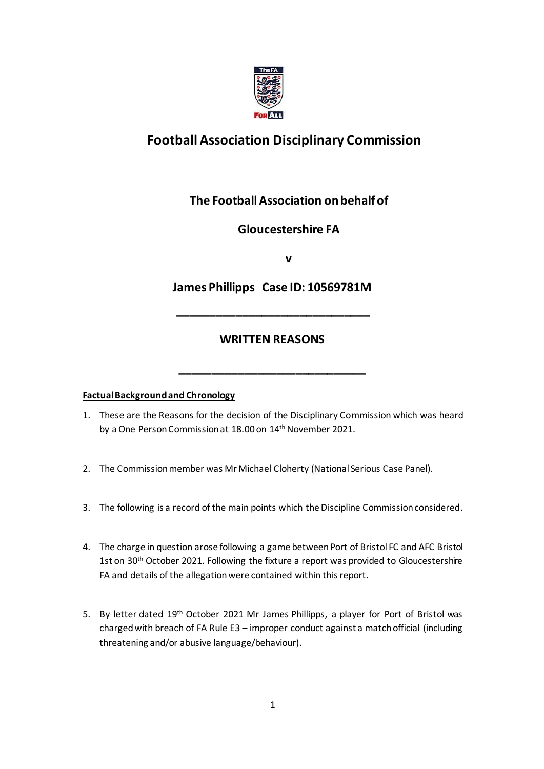# Football Association Disciplinary Commission

## The Football Association on behalf of

## Gloucestershire FA

## v

## James Phillipps Case ID: 10569781M

---

## WRITTEN REASONS

---

**Factual Background and Chronology**

1. These are the Reasons for the decision of the Disciplinary Commission which was heard by a One Person Commission at 18.00 on 14th November 2021.

2. The Commission member was Mr Michael Cloherty (National Serious Case Panel).

3. The following is a record of the main points which the Discipline Commission considered.

4. The charge in question arose following a game between Port of Bristol FC and AFC Bristol 1st on 30th October 2021. Following the fixture a report was provided to Gloucestershire FA and details of the allegation were contained within this report.

5. By letter dated 19th October 2021 Mr James Phillipps, a player for Port of Bristol was charged with breach of FA Rule E3 – improper conduct against a match official (including threatening and/or abusive language/behaviour).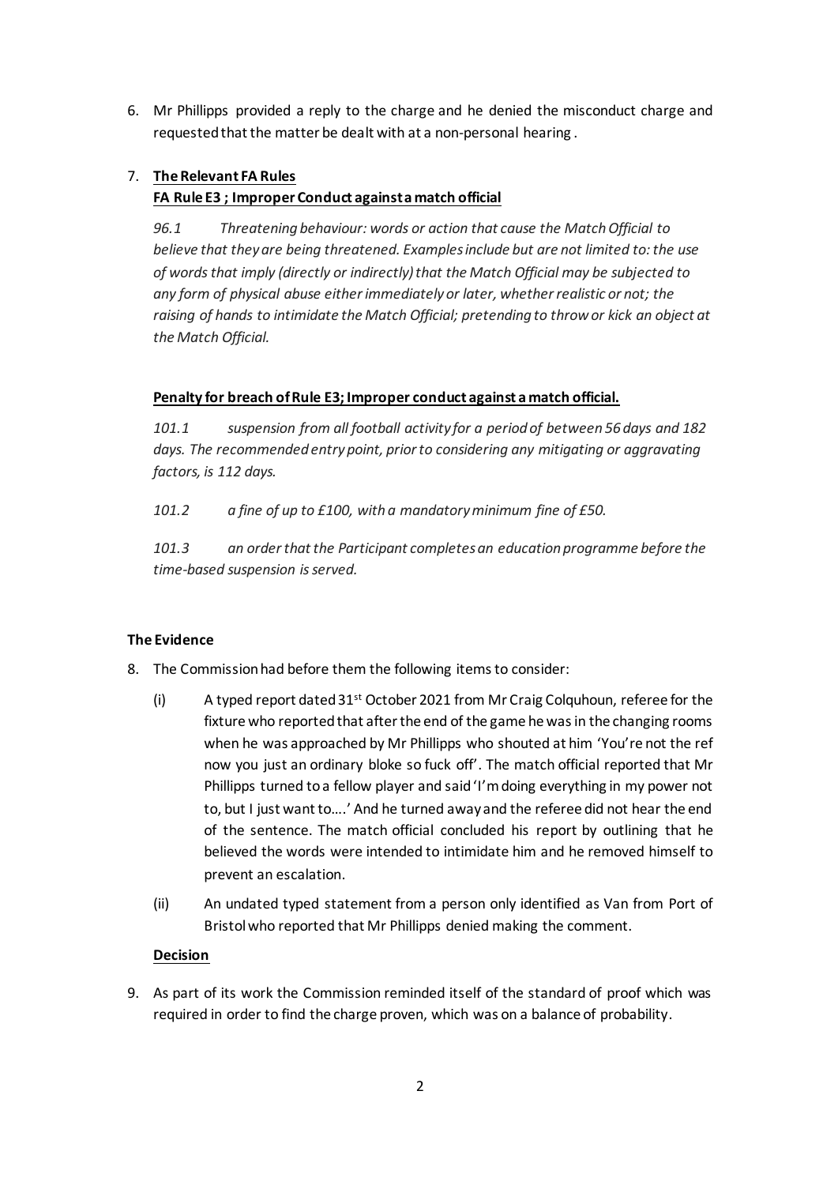6. Mr Phillipps provided a reply to the charge and he denied the misconduct charge and requested that the matter be dealt with at a non-personal hearing .

7. **The Relevant FA Rules**

   **FA Rule E3 ; Improper Conduct against a match official**

   *96.1 Threatening behaviour: words or action that cause the Match Official to believe that they are being threatened. Examples include but are not limited to: the use of words that imply (directly or indirectly) that the Match Official may be subjected to any form of physical abuse either immediately or later, whether realistic or not; the raising of hands to intimidate the Match Official; pretending to throw or kick an object at the Match Official.*

   **Penalty for breach of Rule E3; Improper conduct against a match official.**

   *101.1 suspension from all football activity for a period of between 56 days and 182 days. The recommended entry point, prior to considering any mitigating or aggravating factors, is 112 days.*

   *101.2 a fine of up to £100, with a mandatory minimum fine of £50.*

   *101.3 an order that the Participant completes an education programme before the time-based suspension is served.*

**The Evidence**

8. The Commission had before them the following items to consider:

   (i) A typed report dated 31st October 2021 from Mr Craig Colquhoun, referee for the fixture who reported that after the end of the game he was in the changing rooms when he was approached by Mr Phillipps who shouted at him 'You're not the ref now you just an ordinary bloke so fuck off'. The match official reported that Mr Phillipps turned to a fellow player and said 'I'm doing everything in my power not to, but I just want to….' And he turned away and the referee did not hear the end of the sentence. The match official concluded his report by outlining that he believed the words were intended to intimidate him and he removed himself to prevent an escalation.

   (ii) An undated typed statement from a person only identified as Van from Port of Bristol who reported that Mr Phillipps denied making the comment.

**Decision**

9. As part of its work the Commission reminded itself of the standard of proof which was required in order to find the charge proven, which was on a balance of probability.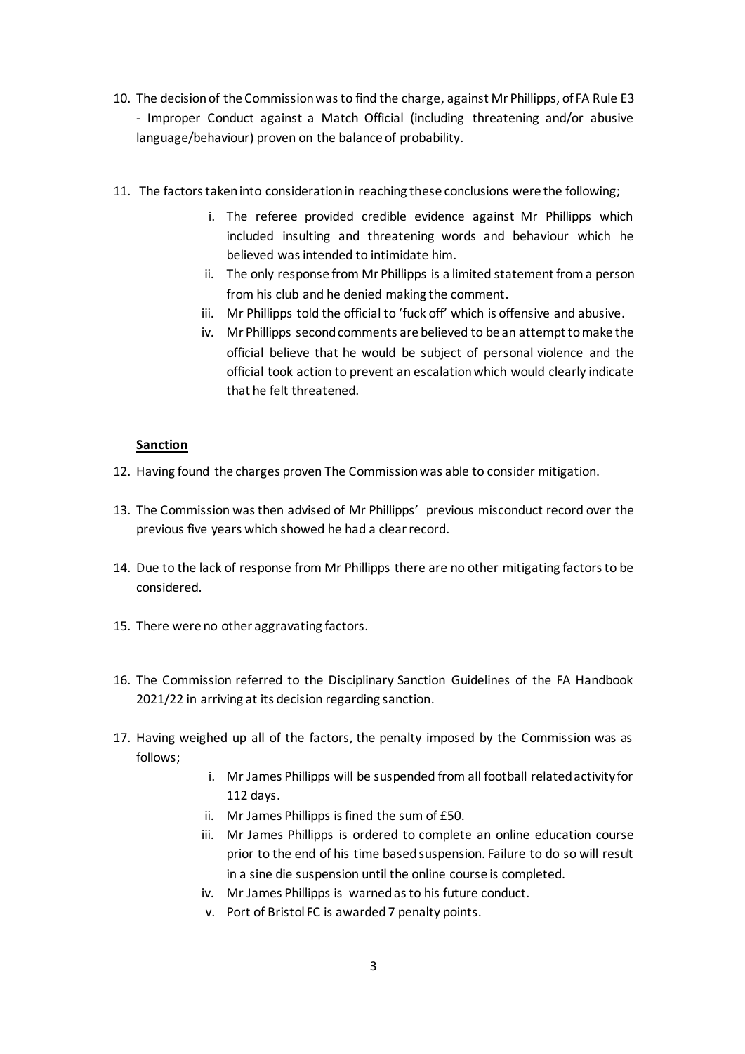10. The decision of the Commission was to find the charge, against Mr Phillipps, of FA Rule E3 - Improper Conduct against a Match Official (including threatening and/or abusive language/behaviour) proven on the balance of probability.

11. The factors taken into consideration in reaching these conclusions were the following;

    i. The referee provided credible evidence against Mr Phillipps which included insulting and threatening words and behaviour which he believed was intended to intimidate him.
    ii. The only response from Mr Phillipps is a limited statement from a person from his club and he denied making the comment.
    iii. Mr Phillipps told the official to 'fuck off' which is offensive and abusive.
    iv. Mr Phillipps second comments are believed to be an attempt to make the official believe that he would be subject of personal violence and the official took action to prevent an escalation which would clearly indicate that he felt threatened.

**Sanction**

12. Having found the charges proven The Commission was able to consider mitigation.

13. The Commission was then advised of Mr Phillipps' previous misconduct record over the previous five years which showed he had a clear record.

14. Due to the lack of response from Mr Phillipps there are no other mitigating factors to be considered.

15. There were no other aggravating factors.

16. The Commission referred to the Disciplinary Sanction Guidelines of the FA Handbook 2021/22 in arriving at its decision regarding sanction.

17. Having weighed up all of the factors, the penalty imposed by the Commission was as follows;

    i. Mr James Phillipps will be suspended from all football related activity for 112 days.
    ii. Mr James Phillipps is fined the sum of £50.
    iii. Mr James Phillipps is ordered to complete an online education course prior to the end of his time based suspension. Failure to do so will result in a sine die suspension until the online course is completed.
    iv. Mr James Phillipps is warned as to his future conduct.
    v. Port of Bristol FC is awarded 7 penalty points.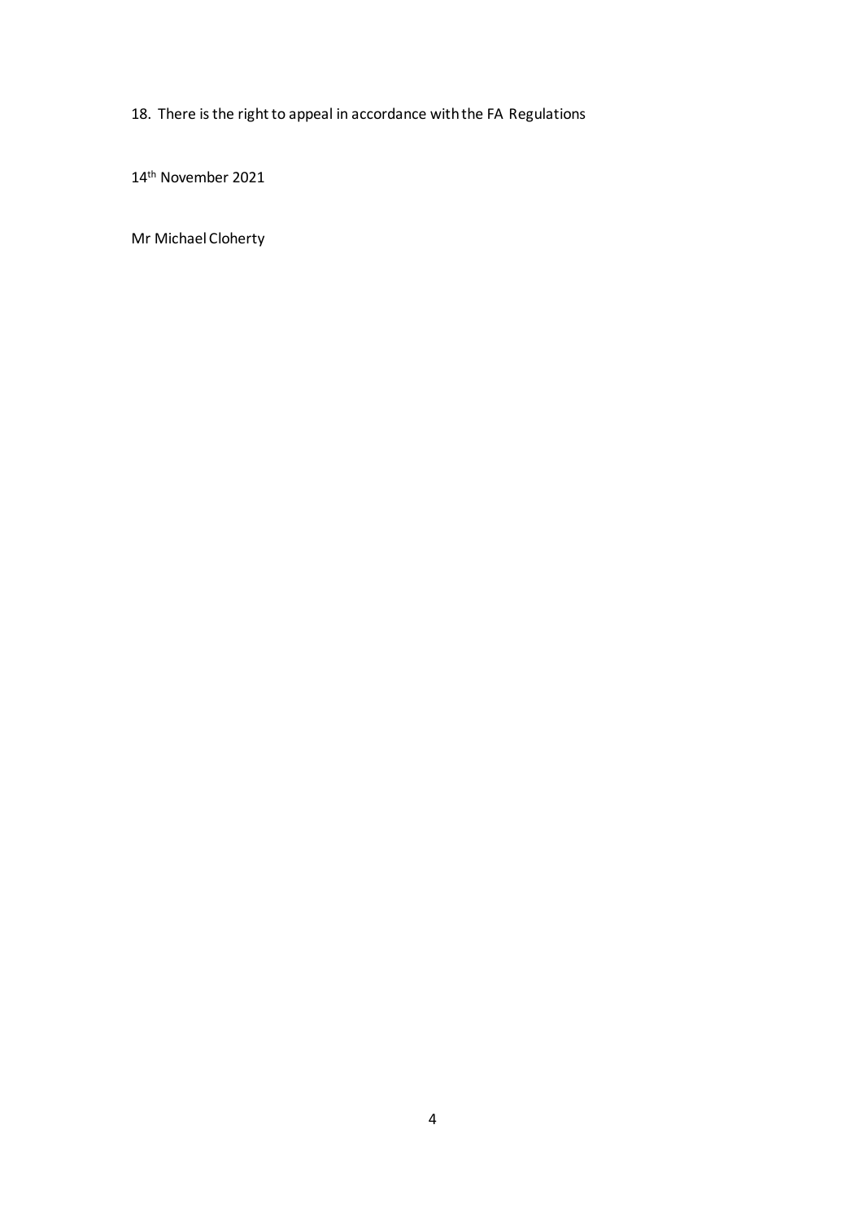18. There is the right to appeal in accordance with the FA Regulations

14th November 2021

Mr Michael Cloherty